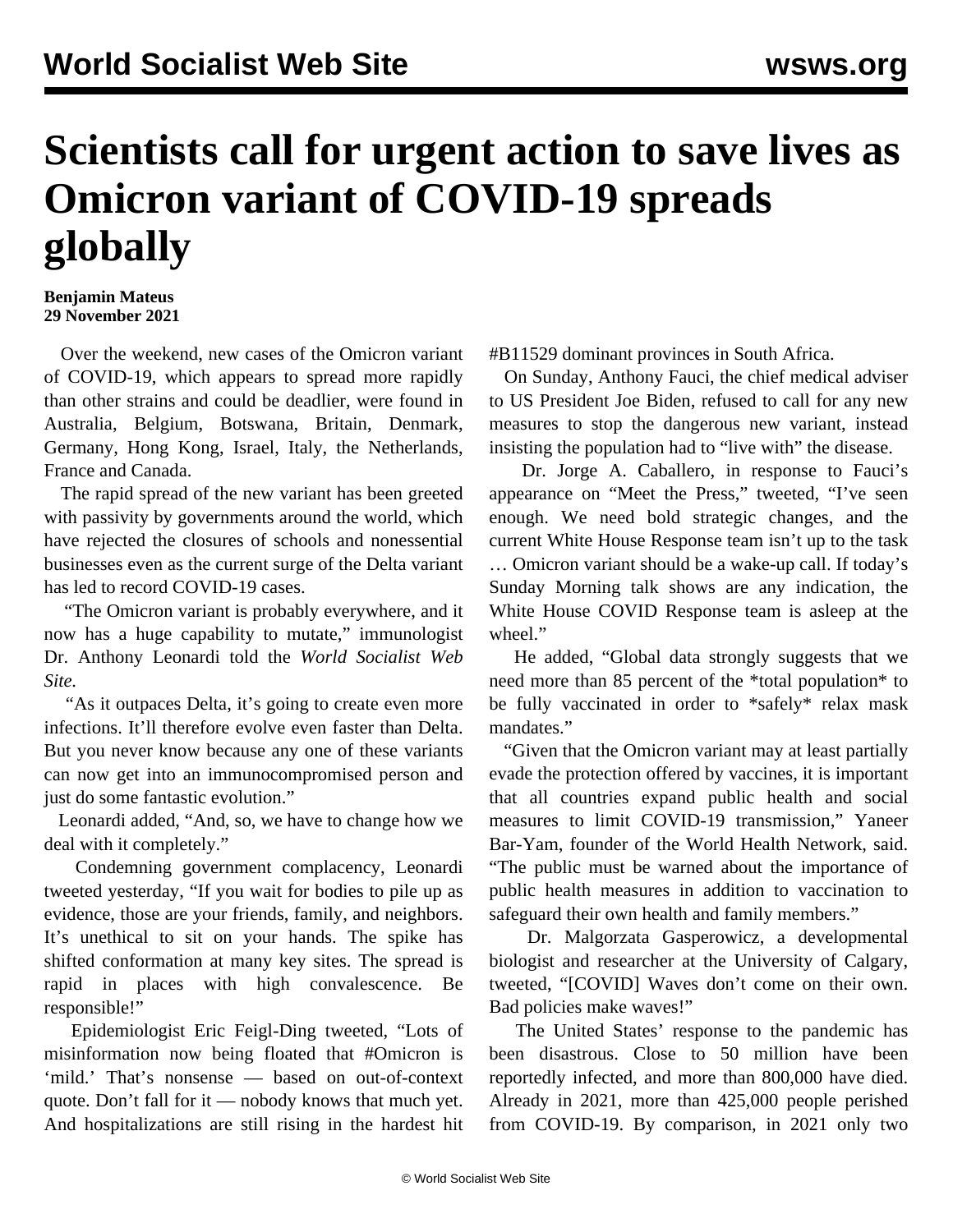# Scientists call for urgent action to save lives as Omicron variant of COVID-19 spreads globally

**Benjamin Mateus**
**29 November 2021**

Over the weekend, new cases of the Omicron variant of COVID-19, which appears to spread more rapidly than other strains and could be deadlier, were found in Australia, Belgium, Botswana, Britain, Denmark, Germany, Hong Kong, Israel, Italy, the Netherlands, France and Canada.

The rapid spread of the new variant has been greeted with passivity by governments around the world, which have rejected the closures of schools and nonessential businesses even as the current surge of the Delta variant has led to record COVID-19 cases.

"The Omicron variant is probably everywhere, and it now has a huge capability to mutate," immunologist Dr. Anthony Leonardi told the *World Socialist Web Site.*

"As it outpaces Delta, it's going to create even more infections. It'll therefore evolve even faster than Delta. But you never know because any one of these variants can now get into an immunocompromised person and just do some fantastic evolution."

Leonardi added, "And, so, we have to change how we deal with it completely."

Condemning government complacency, Leonardi tweeted yesterday, "If you wait for bodies to pile up as evidence, those are your friends, family, and neighbors. It's unethical to sit on your hands. The spike has shifted conformation at many key sites. The spread is rapid in places with high convalescence. Be responsible!"

Epidemiologist Eric Feigl-Ding tweeted, "Lots of misinformation now being floated that #Omicron is 'mild.' That's nonsense — based on out-of-context quote. Don't fall for it — nobody knows that much yet. And hospitalizations are still rising in the hardest hit #B11529 dominant provinces in South Africa.

On Sunday, Anthony Fauci, the chief medical adviser to US President Joe Biden, refused to call for any new measures to stop the dangerous new variant, instead insisting the population had to "live with" the disease.

Dr. Jorge A. Caballero, in response to Fauci's appearance on "Meet the Press," tweeted, "I've seen enough. We need bold strategic changes, and the current White House Response team isn't up to the task … Omicron variant should be a wake-up call. If today's Sunday Morning talk shows are any indication, the White House COVID Response team is asleep at the wheel."

He added, "Global data strongly suggests that we need more than 85 percent of the *total population* to be fully vaccinated in order to *safely* relax mask mandates."

"Given that the Omicron variant may at least partially evade the protection offered by vaccines, it is important that all countries expand public health and social measures to limit COVID-19 transmission," Yaneer Bar-Yam, founder of the World Health Network, said. "The public must be warned about the importance of public health measures in addition to vaccination to safeguard their own health and family members."

Dr. Malgorzata Gasperowicz, a developmental biologist and researcher at the University of Calgary, tweeted, "[COVID] Waves don't come on their own. Bad policies make waves!"

The United States' response to the pandemic has been disastrous. Close to 50 million have been reportedly infected, and more than 800,000 have died. Already in 2021, more than 425,000 people perished from COVID-19. By comparison, in 2021 only two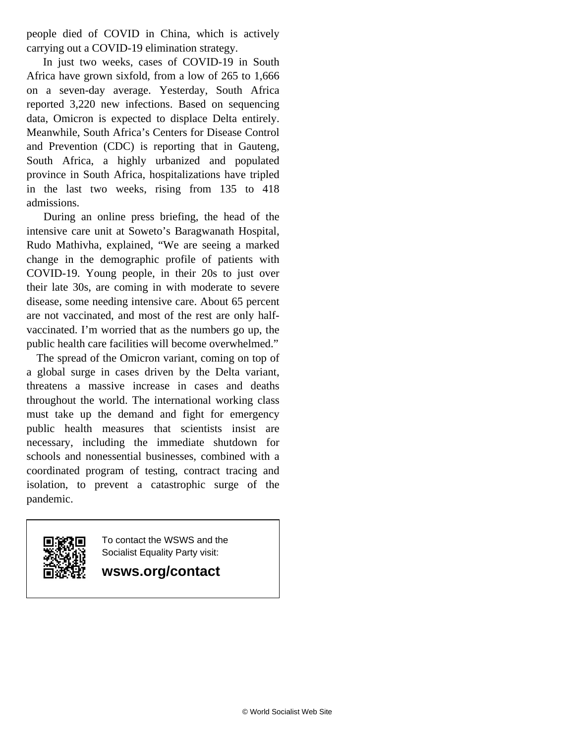people died of COVID in China, which is actively carrying out a COVID-19 elimination strategy.

In just two weeks, cases of COVID-19 in South Africa have grown sixfold, from a low of 265 to 1,666 on a seven-day average. Yesterday, South Africa reported 3,220 new infections. Based on sequencing data, Omicron is expected to displace Delta entirely. Meanwhile, South Africa's Centers for Disease Control and Prevention (CDC) is reporting that in Gauteng, South Africa, a highly urbanized and populated province in South Africa, hospitalizations have tripled in the last two weeks, rising from 135 to 418 admissions.

During an online press briefing, the head of the intensive care unit at Soweto's Baragwanath Hospital, Rudo Mathivha, explained, "We are seeing a marked change in the demographic profile of patients with COVID-19. Young people, in their 20s to just over their late 30s, are coming in with moderate to severe disease, some needing intensive care. About 65 percent are not vaccinated, and most of the rest are only half-vaccinated. I'm worried that as the numbers go up, the public health care facilities will become overwhelmed."

The spread of the Omicron variant, coming on top of a global surge in cases driven by the Delta variant, threatens a massive increase in cases and deaths throughout the world. The international working class must take up the demand and fight for emergency public health measures that scientists insist are necessary, including the immediate shutdown for schools and nonessential businesses, combined with a coordinated program of testing, contract tracing and isolation, to prevent a catastrophic surge of the pandemic.

To contact the WSWS and the Socialist Equality Party visit:

**wsws.org/contact**